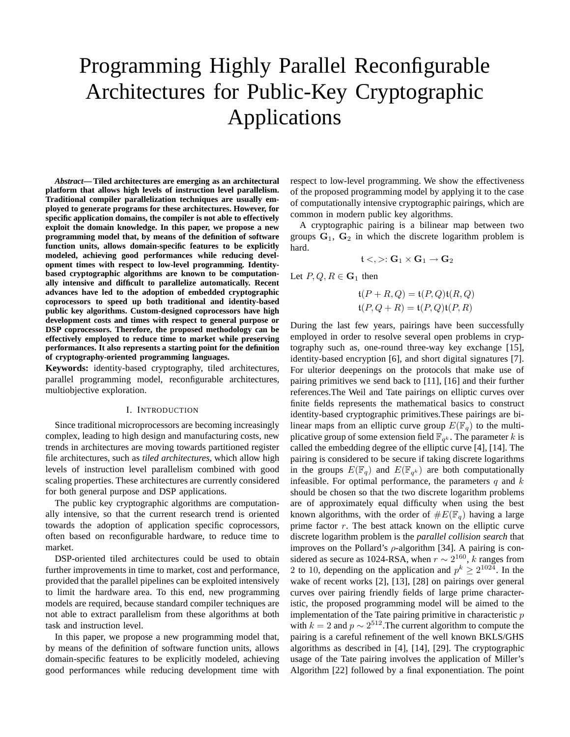# Programming Highly Parallel Reconfigurable Architectures for Public-Key Cryptographic Applications

***Abstract*— Tiled architectures are emerging as an architectural platform that allows high levels of instruction level parallelism. Traditional compiler parallelization techniques are usually employed to generate programs for these architectures. However, for specific application domains, the compiler is not able to effectively exploit the domain knowledge. In this paper, we propose a new programming model that, by means of the definition of software function units, allows domain-specific features to be explicitly modeled, achieving good performances while reducing development times with respect to low-level programming. Identity-based cryptographic algorithms are known to be computationally intensive and difficult to parallelize automatically. Recent advances have led to the adoption of embedded cryptographic coprocessors to speed up both traditional and identity-based public key algorithms. Custom-designed coprocessors have high development costs and times with respect to general purpose or DSP coprocessors. Therefore, the proposed methodology can be effectively employed to reduce time to market while preserving performances. It also represents a starting point for the definition of cryptography-oriented programming languages.**

**Keywords:** identity-based cryptography, tiled architectures, parallel programming model, reconfigurable architectures, multiobjective exploration.

## I. Introduction

Since traditional microprocessors are becoming increasingly complex, leading to high design and manufacturing costs, new trends in architectures are moving towards partitioned register file architectures, such as *tiled architectures*, which allow high levels of instruction level parallelism combined with good scaling properties. These architectures are currently considered for both general purpose and DSP applications.

The public key cryptographic algorithms are computationally intensive, so that the current research trend is oriented towards the adoption of application specific coprocessors, often based on reconfigurable hardware, to reduce time to market.

DSP-oriented tiled architectures could be used to obtain further improvements in time to market, cost and performance, provided that the parallel pipelines can be exploited intensively to limit the hardware area. To this end, new programming models are required, because standard compiler techniques are not able to extract parallelism from these algorithms at both task and instruction level.

In this paper, we propose a new programming model that, by means of the definition of software function units, allows domain-specific features to be explicitly modeled, achieving good performances while reducing development time with respect to low-level programming. We show the effectiveness of the proposed programming model by applying it to the case of computationally intensive cryptographic pairings, which are common in modern public key algorithms.

A cryptographic pairing is a bilinear map between two groups $\mathbf{G}_1$, $\mathbf{G}_2$ in which the discrete logarithm problem is hard.

$$\mathfrak{t}<,>: \mathbf{G}_1 \times \mathbf{G}_1 \rightarrow \mathbf{G}_2$$

Let $P, Q, R \in \mathbf{G}_1$ then

$$\mathfrak{t}(P+R, Q) = \mathfrak{t}(P,Q)\mathfrak{t}(R,Q)$$
$$\mathfrak{t}(P, Q+R) = \mathfrak{t}(P,Q)\mathfrak{t}(P,R)$$

During the last few years, pairings have been successfully employed in order to resolve several open problems in cryptography such as, one-round three-way key exchange [15], identity-based encryption [6], and short digital signatures [7]. For ulterior deepenings on the protocols that make use of pairing primitives we send back to [11], [16] and their further references.The Weil and Tate pairings on elliptic curves over finite fields represents the mathematical basics to construct identity-based cryptographic primitives.These pairings are bilinear maps from an elliptic curve group $E(\mathbb{F}_q)$ to the multiplicative group of some extension field $\mathbb{F}_{q^k}$. The parameter $k$ is called the embedding degree of the elliptic curve [4], [14]. The pairing is considered to be secure if taking discrete logarithms in the groups $E(\mathbb{F}_q)$ and $E(\mathbb{F}_{q^k})$ are both computationally infeasible. For optimal performance, the parameters $q$ and $k$ should be chosen so that the two discrete logarithm problems are of approximately equal difficulty when using the best known algorithms, with the order of $\#E(\mathbb{F}_q)$ having a large prime factor $r$. The best attack known on the elliptic curve discrete logarithm problem is the *parallel collision search* that improves on the Pollard's $\rho$-algorithm [34]. A pairing is considered as secure as 1024-RSA, when $r \sim 2^{160}$, $k$ ranges from 2 to 10, depending on the application and $p^k \geq 2^{1024}$. In the wake of recent works [2], [13], [28] on pairings over general curves over pairing friendly fields of large prime characteristic, the proposed programming model will be aimed to the implementation of the Tate pairing primitive in characteristic $p$ with $k = 2$ and $p \sim 2^{512}$.The current algorithm to compute the pairing is a careful refinement of the well known BKLS/GHS algorithms as described in [4], [14], [29]. The cryptographic usage of the Tate pairing involves the application of Miller's Algorithm [22] followed by a final exponentiation. The point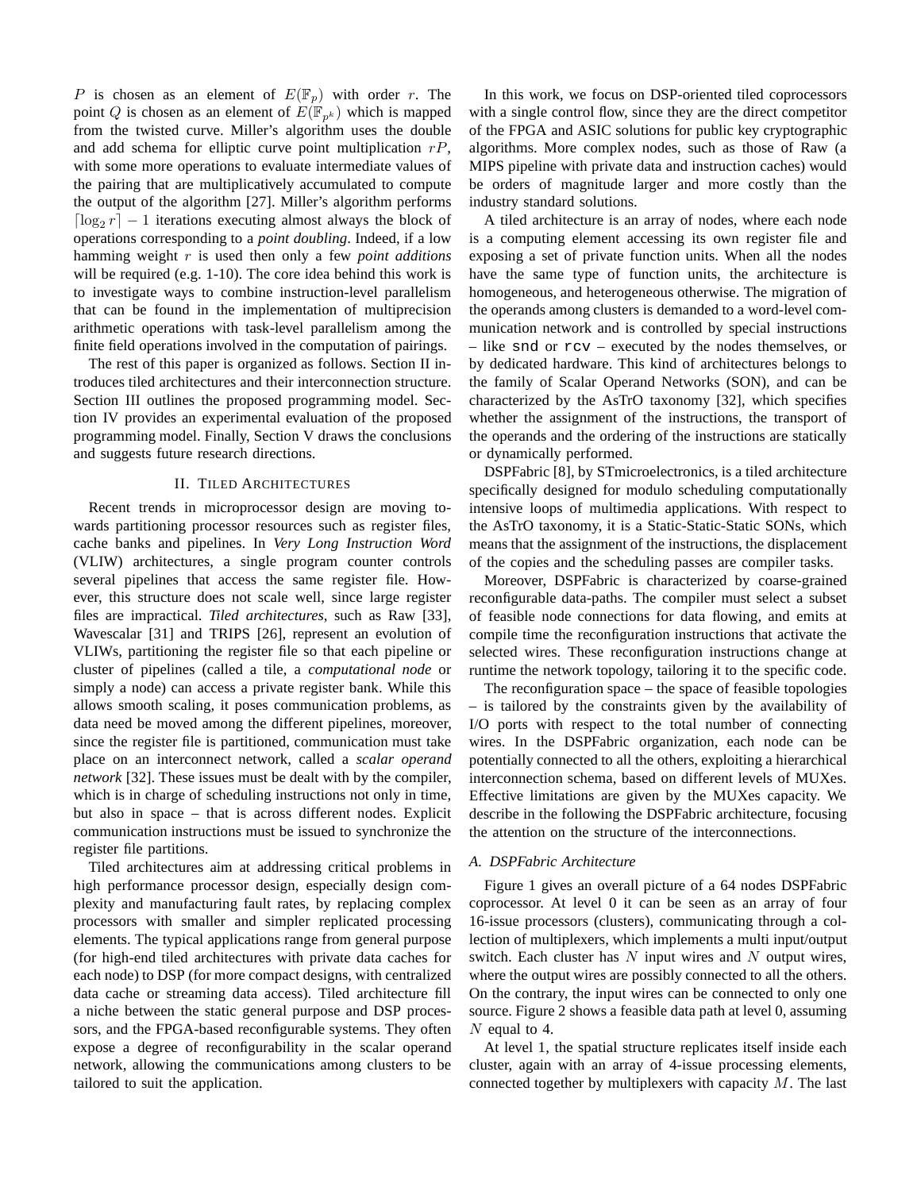$P$ is chosen as an element of $E(\mathbb{F}_p)$ with order $r$. The point $Q$ is chosen as an element of $E(\mathbb{F}_{p^k})$ which is mapped from the twisted curve. Miller's algorithm uses the double and add schema for elliptic curve point multiplication $rP$, with some more operations to evaluate intermediate values of the pairing that are multiplicatively accumulated to compute the output of the algorithm [27]. Miller's algorithm performs $\lceil \log_2 r \rceil - 1$ iterations executing almost always the block of operations corresponding to a *point doubling*. Indeed, if a low hamming weight $r$ is used then only a few *point additions* will be required (e.g. 1-10). The core idea behind this work is to investigate ways to combine instruction-level parallelism that can be found in the implementation of multiprecision arithmetic operations with task-level parallelism among the finite field operations involved in the computation of pairings.

The rest of this paper is organized as follows. Section II introduces tiled architectures and their interconnection structure. Section III outlines the proposed programming model. Section IV provides an experimental evaluation of the proposed programming model. Finally, Section V draws the conclusions and suggests future research directions.

## II. Tiled Architectures

Recent trends in microprocessor design are moving towards partitioning processor resources such as register files, cache banks and pipelines. In *Very Long Instruction Word* (VLIW) architectures, a single program counter controls several pipelines that access the same register file. However, this structure does not scale well, since large register files are impractical. *Tiled architectures*, such as Raw [33], Wavescalar [31] and TRIPS [26], represent an evolution of VLIWs, partitioning the register file so that each pipeline or cluster of pipelines (called a tile, a *computational node* or simply a node) can access a private register bank. While this allows smooth scaling, it poses communication problems, as data need be moved among the different pipelines, moreover, since the register file is partitioned, communication must take place on an interconnect network, called a *scalar operand network* [32]. These issues must be dealt with by the compiler, which is in charge of scheduling instructions not only in time, but also in space – that is across different nodes. Explicit communication instructions must be issued to synchronize the register file partitions.

Tiled architectures aim at addressing critical problems in high performance processor design, especially design complexity and manufacturing fault rates, by replacing complex processors with smaller and simpler replicated processing elements. The typical applications range from general purpose (for high-end tiled architectures with private data caches for each node) to DSP (for more compact designs, with centralized data cache or streaming data access). Tiled architecture fill a niche between the static general purpose and DSP processors, and the FPGA-based reconfigurable systems. They often expose a degree of reconfigurability in the scalar operand network, allowing the communications among clusters to be tailored to suit the application.

In this work, we focus on DSP-oriented tiled coprocessors with a single control flow, since they are the direct competitor of the FPGA and ASIC solutions for public key cryptographic algorithms. More complex nodes, such as those of Raw (a MIPS pipeline with private data and instruction caches) would be orders of magnitude larger and more costly than the industry standard solutions.

A tiled architecture is an array of nodes, where each node is a computing element accessing its own register file and exposing a set of private function units. When all the nodes have the same type of function units, the architecture is homogeneous, and heterogeneous otherwise. The migration of the operands among clusters is demanded to a word-level communication network and is controlled by special instructions – like `snd` or `rcv` – executed by the nodes themselves, or by dedicated hardware. This kind of architectures belongs to the family of Scalar Operand Networks (SON), and can be characterized by the AsTrO taxonomy [32], which specifies whether the assignment of the instructions, the transport of the operands and the ordering of the instructions are statically or dynamically performed.

DSPFabric [8], by STmicroelectronics, is a tiled architecture specifically designed for modulo scheduling computationally intensive loops of multimedia applications. With respect to the AsTrO taxonomy, it is a Static-Static-Static SONs, which means that the assignment of the instructions, the displacement of the copies and the scheduling passes are compiler tasks.

Moreover, DSPFabric is characterized by coarse-grained reconfigurable data-paths. The compiler must select a subset of feasible node connections for data flowing, and emits at compile time the reconfiguration instructions that activate the selected wires. These reconfiguration instructions change at runtime the network topology, tailoring it to the specific code.

The reconfiguration space – the space of feasible topologies – is tailored by the constraints given by the availability of I/O ports with respect to the total number of connecting wires. In the DSPFabric organization, each node can be potentially connected to all the others, exploiting a hierarchical interconnection schema, based on different levels of MUXes. Effective limitations are given by the MUXes capacity. We describe in the following the DSPFabric architecture, focusing the attention on the structure of the interconnections.

### A. DSPFabric Architecture

Figure 1 gives an overall picture of a 64 nodes DSPFabric coprocessor. At level 0 it can be seen as an array of four 16-issue processors (clusters), communicating through a collection of multiplexers, which implements a multi input/output switch. Each cluster has $N$ input wires and $N$ output wires, where the output wires are possibly connected to all the others. On the contrary, the input wires can be connected to only one source. Figure 2 shows a feasible data path at level 0, assuming $N$ equal to 4.

At level 1, the spatial structure replicates itself inside each cluster, again with an array of 4-issue processing elements, connected together by multiplexers with capacity $M$. The last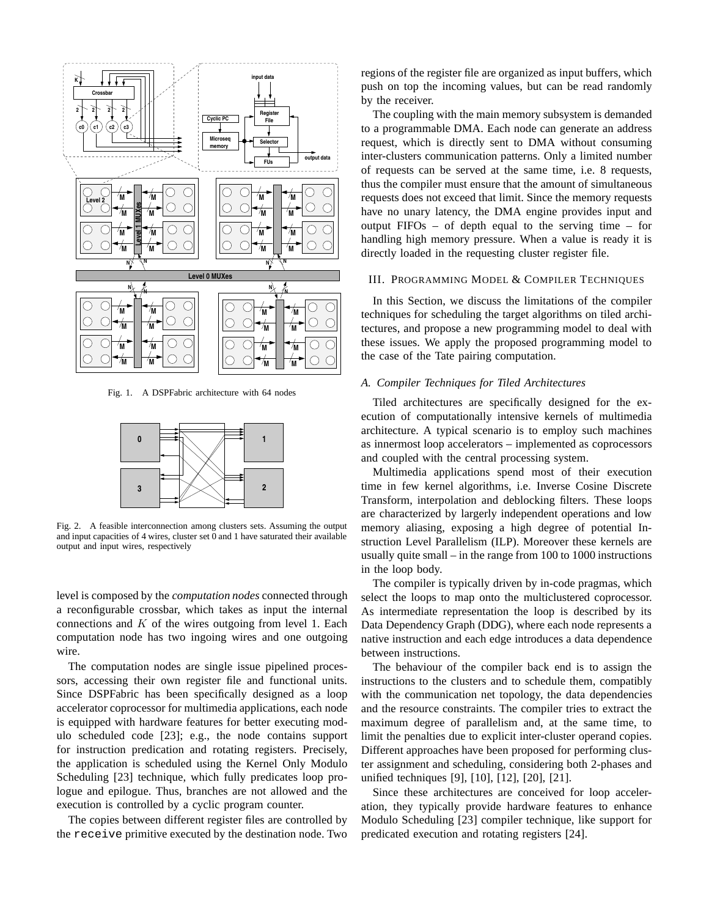Fig. 1. A DSPFabric architecture with 64 nodes

Fig. 2. A feasible interconnection among clusters sets. Assuming the output and input capacities of 4 wires, cluster set 0 and 1 have saturated their available output and input wires, respectively

level is composed by the *computation nodes* connected through a reconfigurable crossbar, which takes as input the internal connections and $K$ of the wires outgoing from level 1. Each computation node has two ingoing wires and one outgoing wire.

The computation nodes are single issue pipelined processors, accessing their own register file and functional units. Since DSPFabric has been specifically designed as a loop accelerator coprocessor for multimedia applications, each node is equipped with hardware features for better executing modulo scheduled code [23]; e.g., the node contains support for instruction predication and rotating registers. Precisely, the application is scheduled using the Kernel Only Modulo Scheduling [23] technique, which fully predicates loop prologue and epilogue. Thus, branches are not allowed and the execution is controlled by a cyclic program counter.

The copies between different register files are controlled by the `receive` primitive executed by the destination node. Two regions of the register file are organized as input buffers, which push on top the incoming values, but can be read randomly by the receiver.

The coupling with the main memory subsystem is demanded to a programmable DMA. Each node can generate an address request, which is directly sent to DMA without consuming inter-clusters communication patterns. Only a limited number of requests can be served at the same time, i.e. 8 requests, thus the compiler must ensure that the amount of simultaneous requests does not exceed that limit. Since the memory requests have no unary latency, the DMA engine provides input and output FIFOs – of depth equal to the serving time – for handling high memory pressure. When a value is ready it is directly loaded in the requesting cluster register file.

## III. Programming Model & Compiler Techniques

In this Section, we discuss the limitations of the compiler techniques for scheduling the target algorithms on tiled architectures, and propose a new programming model to deal with these issues. We apply the proposed programming model to the case of the Tate pairing computation.

### *A. Compiler Techniques for Tiled Architectures*

Tiled architectures are specifically designed for the execution of computationally intensive kernels of multimedia architecture. A typical scenario is to employ such machines as innermost loop accelerators – implemented as coprocessors and coupled with the central processing system.

Multimedia applications spend most of their execution time in few kernel algorithms, i.e. Inverse Cosine Discrete Transform, interpolation and deblocking filters. These loops are characterized by largerly independent operations and low memory aliasing, exposing a high degree of potential Instruction Level Parallelism (ILP). Moreover these kernels are usually quite small – in the range from 100 to 1000 instructions in the loop body.

The compiler is typically driven by in-code pragmas, which select the loops to map onto the multiclustered coprocessor. As intermediate representation the loop is described by its Data Dependency Graph (DDG), where each node represents a native instruction and each edge introduces a data dependence between instructions.

The behaviour of the compiler back end is to assign the instructions to the clusters and to schedule them, compatibly with the communication net topology, the data dependencies and the resource constraints. The compiler tries to extract the maximum degree of parallelism and, at the same time, to limit the penalties due to explicit inter-cluster operand copies. Different approaches have been proposed for performing cluster assignment and scheduling, considering both 2-phases and unified techniques [9], [10], [12], [20], [21].

Since these architectures are conceived for loop acceleration, they typically provide hardware features to enhance Modulo Scheduling [23] compiler technique, like support for predicated execution and rotating registers [24].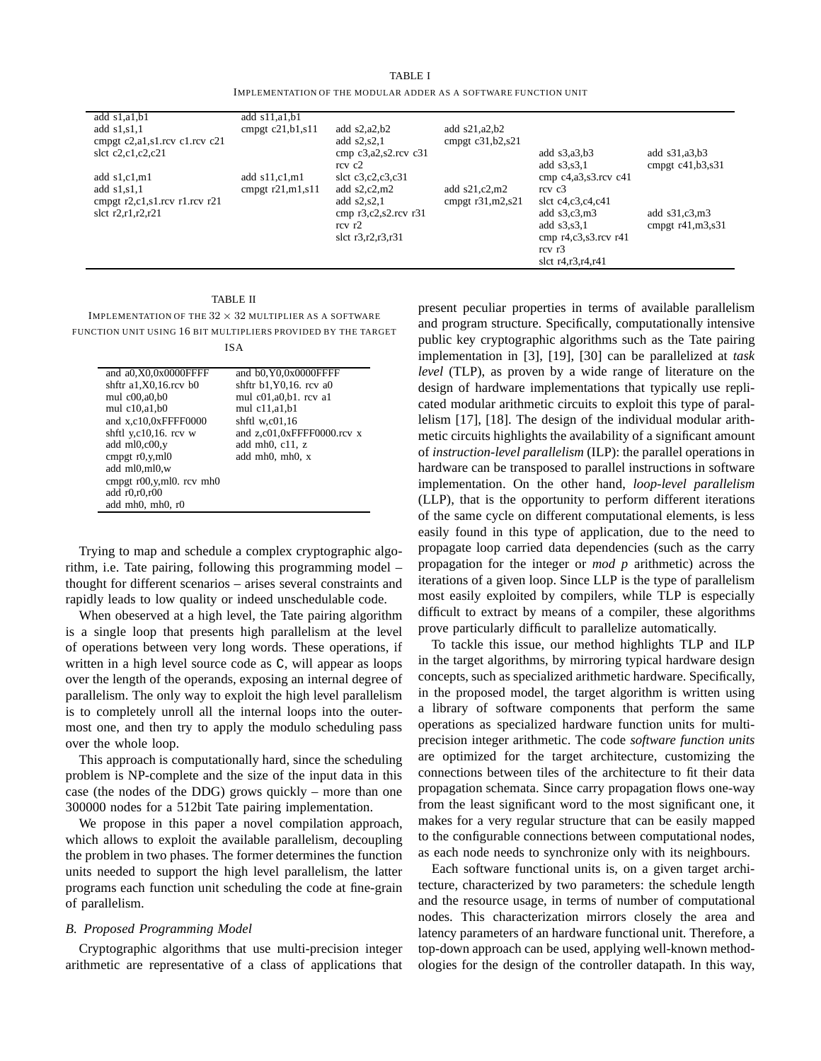TABLE I

IMPLEMENTATION OF THE MODULAR ADDER AS A SOFTWARE FUNCTION UNIT

| | | | | | |
|---|---|---|---|---|---|
| add s1,a1,b1 | add s11,a1,b1 | | | | |
| add s1,s1,1 | cmpgt c21,b1,s11 | add s2,a2,b2 | add s21,a2,b2 | | |
| cmpgt c2,a1,s1.rcv c1.rcv c21 | | add s2,s2,1 | cmpgt c31,b2,s21 | | |
| slct c2,c1,c2,c21 | | cmp c3,a2,s2.rcv c31 | | add s3,a3,b3 | add s31,a3,b3 |
| | | rcv c2 | | add s3,s3,1 | cmpgt c41,b3,s31 |
| add s1,c1,m1 | add s11,c1,m1 | slct c3,c2,c3,c31 | | cmp c4,a3,s3.rcv c41 | |
| add s1,s1,1 | cmpgt r21,m1,s11 | add s2,c2,m2 | add s21,c2,m2 | rcv c3 | |
| cmpgt r2,c1,s1.rcv r1.rcv r21 | | add s2,s2,1 | cmpgt r31,m2,s21 | slct c4,c3,c4,c41 | |
| slct r2,r1,r2,r21 | | cmp r3,c2,s2.rcv r31 | | add s3,c3,m3 | add s31,c3,m3 |
| | | rcv r2 | | add s3,s3,1 | cmpgt r41,m3,s31 |
| | | slct r3,r2,r3,r31 | | cmp r4,c3,s3.rcv r41 | |
| | | | | rcv r3 | |
| | | | | slct r4,r3,r4,r41 | |

TABLE II

IMPLEMENTATION OF THE $32 \times 32$ MULTIPLIER AS A SOFTWARE FUNCTION UNIT USING 16 BIT MULTIPLIERS PROVIDED BY THE TARGET ISA

| | |
|---|---|
| and a0,X0,0x0000FFFF | and b0,Y0,0x0000FFFF |
| shftr a1,X0,16.rcv b0 | shftr b1,Y0,16. rcv a0 |
| mul c00,a0,b0 | mul c01,a0,b1. rcv a1 |
| mul c10,a1,b0 | mul c11,a1,b1 |
| and x,c10,0xFFFF0000 | shftl w,c01,16 |
| shftl y,c10,16. rcv w | and z,c01,0xFFFF0000.rcv x |
| add ml0,c00,y | add mh0, c11, z |
| cmpgt r0,y,ml0 | add mh0, mh0, x |
| add ml0,ml0,w | |
| cmpgt r00,y,ml0. rcv mh0 | |
| add r0,r0,r00 | |
| add mh0, mh0, r0 | |

Trying to map and schedule a complex cryptographic algorithm, i.e. Tate pairing, following this programming model – thought for different scenarios – arises several constraints and rapidly leads to low quality or indeed unschedulable code.

When obeserved at a high level, the Tate pairing algorithm is a single loop that presents high parallelism at the level of operations between very long words. These operations, if written in a high level source code as C, will appear as loops over the length of the operands, exposing an internal degree of parallelism. The only way to exploit the high level parallelism is to completely unroll all the internal loops into the outermost one, and then try to apply the modulo scheduling pass over the whole loop.

This approach is computationally hard, since the scheduling problem is NP-complete and the size of the input data in this case (the nodes of the DDG) grows quickly – more than one 300000 nodes for a 512bit Tate pairing implementation.

We propose in this paper a novel compilation approach, which allows to exploit the available parallelism, decoupling the problem in two phases. The former determines the function units needed to support the high level parallelism, the latter programs each function unit scheduling the code at fine-grain of parallelism.

### B. Proposed Programming Model

Cryptographic algorithms that use multi-precision integer arithmetic are representative of a class of applications that present peculiar properties in terms of available parallelism and program structure. Specifically, computationally intensive public key cryptographic algorithms such as the Tate pairing implementation in [3], [19], [30] can be parallelized at *task level* (TLP), as proven by a wide range of literature on the design of hardware implementations that typically use replicated modular arithmetic circuits to exploit this type of parallelism [17], [18]. The design of the individual modular arithmetic circuits highlights the availability of a significant amount of *instruction-level parallelism* (ILP): the parallel operations in hardware can be transposed to parallel instructions in software implementation. On the other hand, *loop-level parallelism* (LLP), that is the opportunity to perform different iterations of the same cycle on different computational elements, is less easily found in this type of application, due to the need to propagate loop carried data dependencies (such as the carry propagation for the integer or *mod p* arithmetic) across the iterations of a given loop. Since LLP is the type of parallelism most easily exploited by compilers, while TLP is especially difficult to extract by means of a compiler, these algorithms prove particularly difficult to parallelize automatically.

To tackle this issue, our method highlights TLP and ILP in the target algorithms, by mirroring typical hardware design concepts, such as specialized arithmetic hardware. Specifically, in the proposed model, the target algorithm is written using a library of software components that perform the same operations as specialized hardware function units for multi-precision integer arithmetic. The code *software function units* are optimized for the target architecture, customizing the connections between tiles of the architecture to fit their data propagation schemata. Since carry propagation flows one-way from the least significant word to the most significant one, it makes for a very regular structure that can be easily mapped to the configurable connections between computational nodes, as each node needs to synchronize only with its neighbours.

Each software functional units is, on a given target architecture, characterized by two parameters: the schedule length and the resource usage, in terms of number of computational nodes. This characterization mirrors closely the area and latency parameters of an hardware functional unit. Therefore, a top-down approach can be used, applying well-known methodologies for the design of the controller datapath. In this way,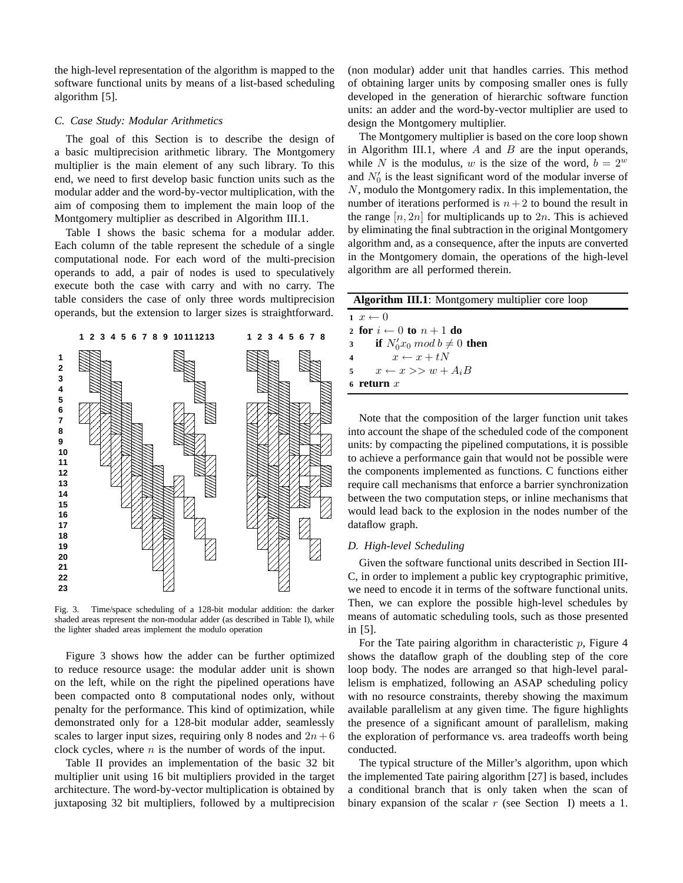the high-level representation of the algorithm is mapped to the software functional units by means of a list-based scheduling algorithm [5].

### C. Case Study: Modular Arithmetics

The goal of this Section is to describe the design of a basic multiprecision arithmetic library. The Montgomery multiplier is the main element of any such library. To this end, we need to first develop basic function units such as the modular adder and the word-by-vector multiplication, with the aim of composing them to implement the main loop of the Montgomery multiplier as described in Algorithm III.1.

Table I shows the basic schema for a modular adder. Each column of the table represent the schedule of a single computational node. For each word of the multi-precision operands to add, a pair of nodes is used to speculatively execute both the case with carry and with no carry. The table considers the case of only three words multiprecision operands, but the extension to larger sizes is straightforward.

Fig. 3. Time/space scheduling of a 128-bit modular addition: the darker shaded areas represent the non-modular adder (as described in Table I), while the lighter shaded areas implement the modulo operation

Figure 3 shows how the adder can be further optimized to reduce resource usage: the modular adder unit is shown on the left, while on the right the pipelined operations have been compacted onto 8 computational nodes only, without penalty for the performance. This kind of optimization, while demonstrated only for a 128-bit modular adder, seamlessly scales to larger input sizes, requiring only 8 nodes and $2n+6$ clock cycles, where $n$ is the number of words of the input.

Table II provides an implementation of the basic 32 bit multiplier unit using 16 bit multipliers provided in the target architecture. The word-by-vector multiplication is obtained by juxtaposing 32 bit multipliers, followed by a multiprecision (non modular) adder unit that handles carries. This method of obtaining larger units by composing smaller ones is fully developed in the generation of hierarchic software function units: an adder and the word-by-vector multiplier are used to design the Montgomery multiplier.

The Montgomery multiplier is based on the core loop shown in Algorithm III.1, where $A$ and $B$ are the input operands, while $N$ is the modulus, $w$ is the size of the word, $b = 2^w$ and $N_0'$ is the least significant word of the modular inverse of $N$, modulo the Montgomery radix. In this implementation, the number of iterations performed is $n+2$ to bound the result in the range $[n, 2n]$ for multiplicands up to $2n$. This is achieved by eliminating the final subtraction in the original Montgomery algorithm and, as a consequence, after the inputs are converted in the Montgomery domain, the operations of the high-level algorithm are all performed therein.

**Algorithm III.1**: Montgomery multiplier core loop

```
1 x ← 0
2 for i ← 0 to n + 1 do
3     if N'_0 x_0 mod b ≠ 0 then
4         x ← x + tN
5     x ← x >> w + A_i B
6 return x
```

Note that the composition of the larger function unit takes into account the shape of the scheduled code of the component units: by compacting the pipelined computations, it is possible to achieve a performance gain that would not be possible were the components implemented as functions. C functions either require call mechanisms that enforce a barrier synchronization between the two computation steps, or inline mechanisms that would lead back to the explosion in the nodes number of the dataflow graph.

### D. High-level Scheduling

Given the software functional units described in Section III-C, in order to implement a public key cryptographic primitive, we need to encode it in terms of the software functional units. Then, we can explore the possible high-level schedules by means of automatic scheduling tools, such as those presented in [5].

For the Tate pairing algorithm in characteristic $p$, Figure 4 shows the dataflow graph of the doubling step of the core loop body. The nodes are arranged so that high-level parallelism is emphatized, following an ASAP scheduling policy with no resource constraints, thereby showing the maximum available parallelism at any given time. The figure highlights the presence of a significant amount of parallelism, making the exploration of performance vs. area tradeoffs worth being conducted.

The typical structure of the Miller's algorithm, upon which the implemented Tate pairing algorithm [27] is based, includes a conditional branch that is only taken when the scan of binary expansion of the scalar $r$ (see Section I) meets a 1.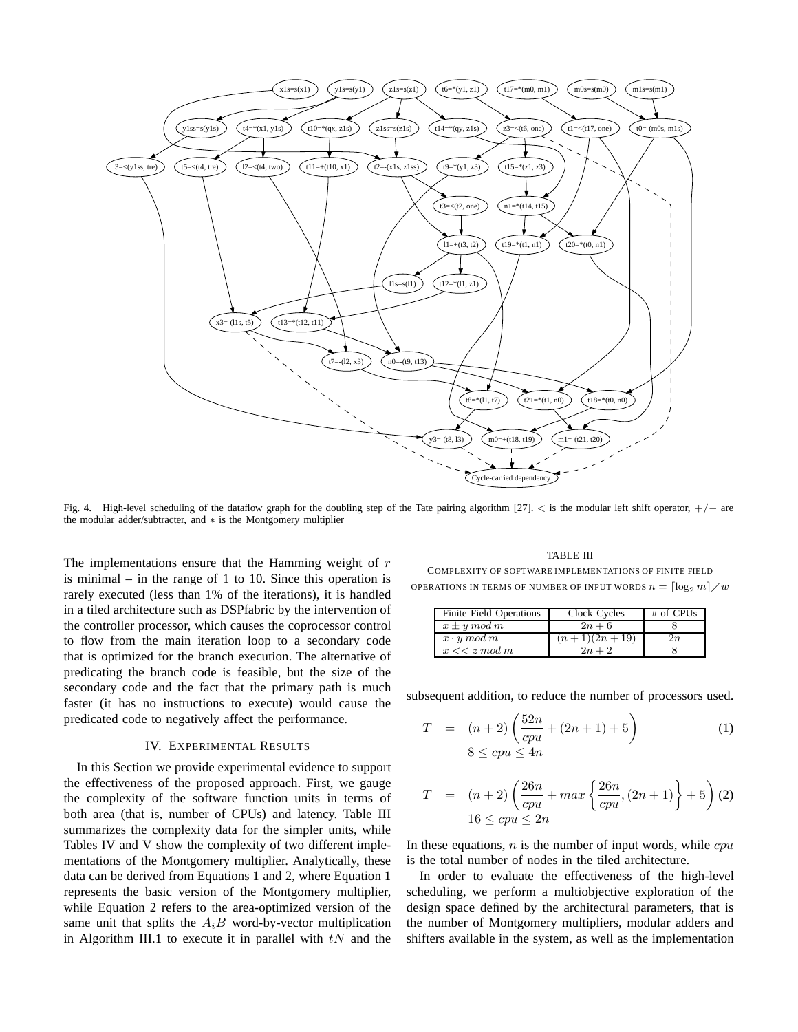Fig. 4. High-level scheduling of the dataflow graph for the doubling step of the Tate pairing algorithm [27]. $<$ is the modular left shift operator, $+/-$ are the modular adder/subtracter, and $*$ is the Montgomery multiplier

The implementations ensure that the Hamming weight of $r$ is minimal – in the range of 1 to 10. Since this operation is rarely executed (less than 1% of the iterations), it is handled in a tiled architecture such as DSPfabric by the intervention of the controller processor, which causes the coprocessor control to flow from the main iteration loop to a secondary code that is optimized for the branch execution. The alternative of predicating the branch code is feasible, but the size of the secondary code and the fact that the primary path is much faster (it has no instructions to execute) would cause the predicated code to negatively affect the performance.

## IV. Experimental Results

In this Section we provide experimental evidence to support the effectiveness of the proposed approach. First, we gauge the complexity of the software function units in terms of both area (that is, number of CPUs) and latency. Table III summarizes the complexity data for the simpler units, while Tables IV and V show the complexity of two different implementations of the Montgomery multiplier. Analytically, these data can be derived from Equations 1 and 2, where Equation 1 represents the basic version of the Montgomery multiplier, while Equation 2 refers to the area-optimized version of the same unit that splits the $A_iB$ word-by-vector multiplication in Algorithm III.1 to execute it in parallel with $tN$ and the subsequent addition, to reduce the number of processors used.

TABLE III

Complexity of software implementations of finite field operations in terms of number of input words $n = \lceil \log_2 m \rceil / w$

| Finite Field Operations | Clock Cycles | # of CPUs |
|---|---|---|
| $x \pm y \; mod \; m$ | $2n + 6$ | 8 |
| $x \cdot y \; mod \; m$ | $(n+1)(2n+19)$ | $2n$ |
| $x << z \; mod \; m$ | $2n + 2$ | 8 |

$$T = (n+2)\left(\frac{52n}{cpu} + (2n+1) + 5\right) \quad (1)$$
$$8 \leq cpu \leq 4n$$

$$T = (n+2)\left(\frac{26n}{cpu} + max\left\{\frac{26n}{cpu}, (2n+1)\right\} + 5\right) \quad (2)$$
$$16 \leq cpu \leq 2n$$

In these equations, $n$ is the number of input words, while $cpu$ is the total number of nodes in the tiled architecture.

In order to evaluate the effectiveness of the high-level scheduling, we perform a multiobjective exploration of the design space defined by the architectural parameters, that is the number of Montgomery multipliers, modular adders and shifters available in the system, as well as the implementation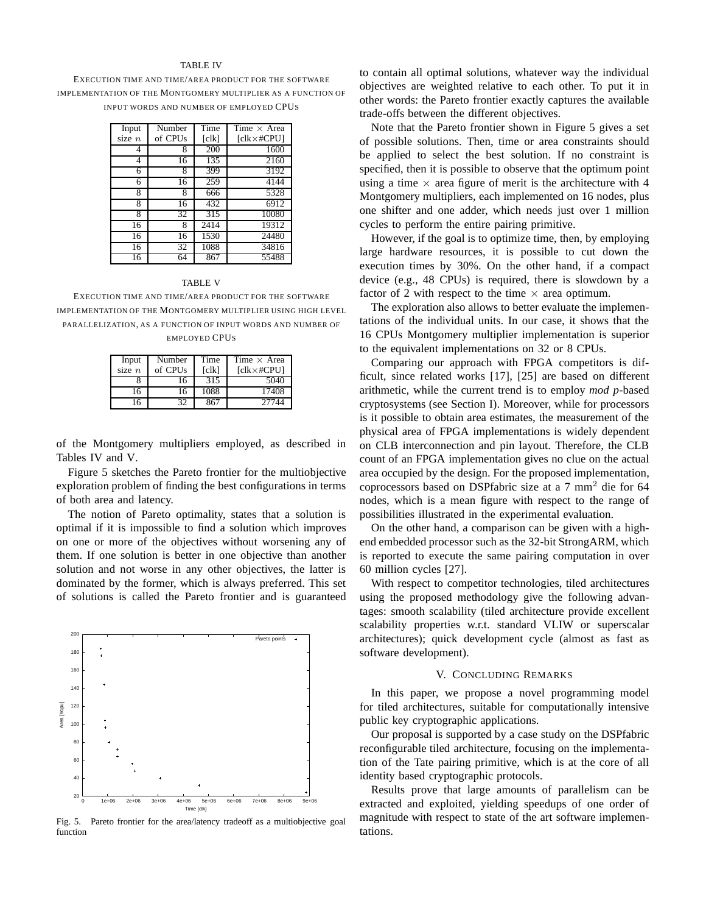TABLE IV

EXECUTION TIME AND TIME/AREA PRODUCT FOR THE SOFTWARE IMPLEMENTATION OF THE MONTGOMERY MULTIPLIER AS A FUNCTION OF INPUT WORDS AND NUMBER OF EMPLOYED CPUS

| Input size $n$ | Number of CPUs | Time [clk] | Time × Area [clk×#CPU] |
|---|---|---|---|
| 4 | 8 | 200 | 1600 |
| 4 | 16 | 135 | 2160 |
| 6 | 8 | 399 | 3192 |
| 6 | 16 | 259 | 4144 |
| 8 | 8 | 666 | 5328 |
| 8 | 16 | 432 | 6912 |
| 8 | 32 | 315 | 10080 |
| 16 | 8 | 2414 | 19312 |
| 16 | 16 | 1530 | 24480 |
| 16 | 32 | 1088 | 34816 |
| 16 | 64 | 867 | 55488 |

TABLE V

EXECUTION TIME AND TIME/AREA PRODUCT FOR THE SOFTWARE IMPLEMENTATION OF THE MONTGOMERY MULTIPLIER USING HIGH LEVEL PARALLELIZATION, AS A FUNCTION OF INPUT WORDS AND NUMBER OF EMPLOYED CPUS

| Input size $n$ | Number of CPUs | Time [clk] | Time × Area [clk×#CPU] |
|---|---|---|---|
| 8 | 16 | 315 | 5040 |
| 16 | 16 | 1088 | 17408 |
| 16 | 32 | 867 | 27744 |

of the Montgomery multipliers employed, as described in Tables IV and V.

Figure 5 sketches the Pareto frontier for the multiobjective exploration problem of finding the best configurations in terms of both area and latency.

The notion of Pareto optimality, states that a solution is optimal if it is impossible to find a solution which improves on one or more of the objectives without worsening any of them. If one solution is better in one objective than another solution and not worse in any other objectives, the latter is dominated by the former, which is always preferred. This set of solutions is called the Pareto frontier and is guaranteed to contain all optimal solutions, whatever way the individual objectives are weighted relative to each other. To put it in other words: the Pareto frontier exactly captures the available trade-offs between the different objectives.

Fig. 5. Pareto frontier for the area/latency tradeoff as a multiobjective goal function

Note that the Pareto frontier shown in Figure 5 gives a set of possible solutions. Then, time or area constraints should be applied to select the best solution. If no constraint is specified, then it is possible to observe that the optimum point using a time × area figure of merit is the architecture with 4 Montgomery multipliers, each implemented on 16 nodes, plus one shifter and one adder, which needs just over 1 million cycles to perform the entire pairing primitive.

However, if the goal is to optimize time, then, by employing large hardware resources, it is possible to cut down the execution times by 30%. On the other hand, if a compact device (e.g., 48 CPUs) is required, there is slowdown by a factor of 2 with respect to the time × area optimum.

The exploration also allows to better evaluate the implementations of the individual units. In our case, it shows that the 16 CPUs Montgomery multiplier implementation is superior to the equivalent implementations on 32 or 8 CPUs.

Comparing our approach with FPGA competitors is difficult, since related works [17], [25] are based on different arithmetic, while the current trend is to employ *mod p*-based cryptosystems (see Section I). Moreover, while for processors is it possible to obtain area estimates, the measurement of the physical area of FPGA implementations is widely dependent on CLB interconnection and pin layout. Therefore, the CLB count of an FPGA implementation gives no clue on the actual area occupied by the design. For the proposed implementation, coprocessors based on DSPfabric size at a 7 mm$^2$ die for 64 nodes, which is a mean figure with respect to the range of possibilities illustrated in the experimental evaluation.

On the other hand, a comparison can be given with a high-end embedded processor such as the 32-bit StrongARM, which is reported to execute the same pairing computation in over 60 million cycles [27].

With respect to competitor technologies, tiled architectures using the proposed methodology give the following advantages: smooth scalability (tiled architecture provide excellent scalability properties w.r.t. standard VLIW or superscalar architectures); quick development cycle (almost as fast as software development).

## V. CONCLUDING REMARKS

In this paper, we propose a novel programming model for tiled architectures, suitable for computationally intensive public key cryptographic applications.

Our proposal is supported by a case study on the DSPfabric reconfigurable tiled architecture, focusing on the implementation of the Tate pairing primitive, which is at the core of all identity based cryptographic protocols.

Results prove that large amounts of parallelism can be extracted and exploited, yielding speedups of one order of magnitude with respect to state of the art software implementations.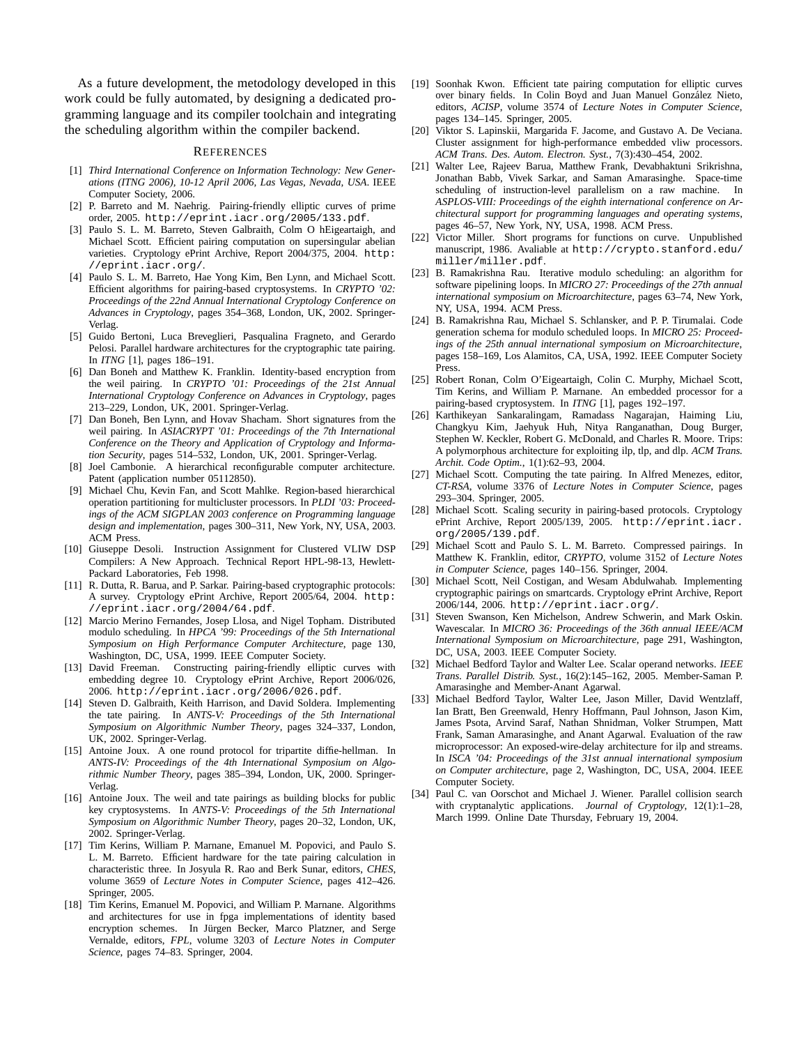As a future development, the metodology developed in this work could be fully automated, by designing a dedicated programming language and its compiler toolchain and integrating the scheduling algorithm within the compiler backend.

## References

[1] *Third International Conference on Information Technology: New Generations (ITNG 2006), 10-12 April 2006, Las Vegas, Nevada, USA*. IEEE Computer Society, 2006.

[2] P. Barreto and M. Naehrig. Pairing-friendly elliptic curves of prime order, 2005. http://eprint.iacr.org/2005/133.pdf.

[3] Paulo S. L. M. Barreto, Steven Galbraith, Colm O hEigeartaigh, and Michael Scott. Efficient pairing computation on supersingular abelian varieties. Cryptology ePrint Archive, Report 2004/375, 2004. http://eprint.iacr.org/.

[4] Paulo S. L. M. Barreto, Hae Yong Kim, Ben Lynn, and Michael Scott. Efficient algorithms for pairing-based cryptosystems. In *CRYPTO '02: Proceedings of the 22nd Annual International Cryptology Conference on Advances in Cryptology*, pages 354–368, London, UK, 2002. Springer-Verlag.

[5] Guido Bertoni, Luca Breveglieri, Pasqualina Fragneto, and Gerardo Pelosi. Parallel hardware architectures for the cryptographic tate pairing. In *ITNG* [1], pages 186–191.

[6] Dan Boneh and Matthew K. Franklin. Identity-based encryption from the weil pairing. In *CRYPTO '01: Proceedings of the 21st Annual International Cryptology Conference on Advances in Cryptology*, pages 213–229, London, UK, 2001. Springer-Verlag.

[7] Dan Boneh, Ben Lynn, and Hovav Shacham. Short signatures from the weil pairing. In *ASIACRYPT '01: Proceedings of the 7th International Conference on the Theory and Application of Cryptology and Information Security*, pages 514–532, London, UK, 2001. Springer-Verlag.

[8] Joel Cambonie. A hierarchical reconfigurable computer architecture. Patent (application number 05112850).

[9] Michael Chu, Kevin Fan, and Scott Mahlke. Region-based hierarchical operation partitioning for multicluster processors. In *PLDI '03: Proceedings of the ACM SIGPLAN 2003 conference on Programming language design and implementation*, pages 300–311, New York, NY, USA, 2003. ACM Press.

[10] Giuseppe Desoli. Instruction Assignment for Clustered VLIW DSP Compilers: A New Approach. Technical Report HPL-98-13, Hewlett-Packard Laboratories, Feb 1998.

[11] R. Dutta, R. Barua, and P. Sarkar. Pairing-based cryptographic protocols: A survey. Cryptology ePrint Archive, Report 2005/64, 2004. http://eprint.iacr.org/2004/64.pdf.

[12] Marcio Merino Fernandes, Josep Llosa, and Nigel Topham. Distributed modulo scheduling. In *HPCA '99: Proceedings of the 5th International Symposium on High Performance Computer Architecture*, page 130, Washington, DC, USA, 1999. IEEE Computer Society.

[13] David Freeman. Constructing pairing-friendly elliptic curves with embedding degree 10. Cryptology ePrint Archive, Report 2006/026, 2006. http://eprint.iacr.org/2006/026.pdf.

[14] Steven D. Galbraith, Keith Harrison, and David Soldera. Implementing the tate pairing. In *ANTS-V: Proceedings of the 5th International Symposium on Algorithmic Number Theory*, pages 324–337, London, UK, 2002. Springer-Verlag.

[15] Antoine Joux. A one round protocol for tripartite diffie-hellman. In *ANTS-IV: Proceedings of the 4th International Symposium on Algorithmic Number Theory*, pages 385–394, London, UK, 2000. Springer-Verlag.

[16] Antoine Joux. The weil and tate pairings as building blocks for public key cryptosystems. In *ANTS-V: Proceedings of the 5th International Symposium on Algorithmic Number Theory*, pages 20–32, London, UK, 2002. Springer-Verlag.

[17] Tim Kerins, William P. Marnane, Emanuel M. Popovici, and Paulo S. L. M. Barreto. Efficient hardware for the tate pairing calculation in characteristic three. In Josyula R. Rao and Berk Sunar, editors, *CHES*, volume 3659 of *Lecture Notes in Computer Science*, pages 412–426. Springer, 2005.

[18] Tim Kerins, Emanuel M. Popovici, and William P. Marnane. Algorithms and architectures for use in fpga implementations of identity based encryption schemes. In Jürgen Becker, Marco Platzner, and Serge Vernalde, editors, *FPL*, volume 3203 of *Lecture Notes in Computer Science*, pages 74–83. Springer, 2004.

[19] Soonhak Kwon. Efficient tate pairing computation for elliptic curves over binary fields. In Colin Boyd and Juan Manuel González Nieto, editors, *ACISP*, volume 3574 of *Lecture Notes in Computer Science*, pages 134–145. Springer, 2005.

[20] Viktor S. Lapinskii, Margarida F. Jacome, and Gustavo A. De Veciana. Cluster assignment for high-performance embedded vliw processors. *ACM Trans. Des. Autom. Electron. Syst.*, 7(3):430–454, 2002.

[21] Walter Lee, Rajeev Barua, Matthew Frank, Devabhaktuni Srikrishna, Jonathan Babb, Vivek Sarkar, and Saman Amarasinghe. Space-time scheduling of instruction-level parallelism on a raw machine. In *ASPLOS-VIII: Proceedings of the eighth international conference on Architectural support for programming languages and operating systems*, pages 46–57, New York, NY, USA, 1998. ACM Press.

[22] Victor Miller. Short programs for functions on curve. Unpublished manuscript, 1986. Avaliable at http://crypto.stanford.edu/miller/miller.pdf.

[23] B. Ramakrishna Rau. Iterative modulo scheduling: an algorithm for software pipelining loops. In *MICRO 27: Proceedings of the 27th annual international symposium on Microarchitecture*, pages 63–74, New York, NY, USA, 1994. ACM Press.

[24] B. Ramakrishna Rau, Michael S. Schlansker, and P. P. Tirumalai. Code generation schema for modulo scheduled loops. In *MICRO 25: Proceedings of the 25th annual international symposium on Microarchitecture*, pages 158–169, Los Alamitos, CA, USA, 1992. IEEE Computer Society Press.

[25] Robert Ronan, Colm O'Eigeartaigh, Colin C. Murphy, Michael Scott, Tim Kerins, and William P. Marnane. An embedded processor for a pairing-based cryptosystem. In *ITNG* [1], pages 192–197.

[26] Karthikeyan Sankaralingam, Ramadass Nagarajan, Haiming Liu, Changkyu Kim, Jaehyuk Huh, Nitya Ranganathan, Doug Burger, Stephen W. Keckler, Robert G. McDonald, and Charles R. Moore. Trips: A polymorphous architecture for exploiting ilp, tlp, and dlp. *ACM Trans. Archit. Code Optim.*, 1(1):62–93, 2004.

[27] Michael Scott. Computing the tate pairing. In Alfred Menezes, editor, *CT-RSA*, volume 3376 of *Lecture Notes in Computer Science*, pages 293–304. Springer, 2005.

[28] Michael Scott. Scaling security in pairing-based protocols. Cryptology ePrint Archive, Report 2005/139, 2005. http://eprint.iacr.org/2005/139.pdf.

[29] Michael Scott and Paulo S. L. M. Barreto. Compressed pairings. In Matthew K. Franklin, editor, *CRYPTO*, volume 3152 of *Lecture Notes in Computer Science*, pages 140–156. Springer, 2004.

[30] Michael Scott, Neil Costigan, and Wesam Abdulwahab. Implementing cryptographic pairings on smartcards. Cryptology ePrint Archive, Report 2006/144, 2006. http://eprint.iacr.org/.

[31] Steven Swanson, Ken Michelson, Andrew Schwerin, and Mark Oskin. Wavescalar. In *MICRO 36: Proceedings of the 36th annual IEEE/ACM International Symposium on Microarchitecture*, page 291, Washington, DC, USA, 2003. IEEE Computer Society.

[32] Michael Bedford Taylor and Walter Lee. Scalar operand networks. *IEEE Trans. Parallel Distrib. Syst.*, 16(2):145–162, 2005. Member-Saman P. Amarasinghe and Member-Anant Agarwal.

[33] Michael Bedford Taylor, Walter Lee, Jason Miller, David Wentzlaff, Ian Bratt, Ben Greenwald, Henry Hoffmann, Paul Johnson, Jason Kim, James Psota, Arvind Saraf, Nathan Shnidman, Volker Strumpen, Matt Frank, Saman Amarasinghe, and Anant Agarwal. Evaluation of the raw microprocessor: An exposed-wire-delay architecture for ilp and streams. In *ISCA '04: Proceedings of the 31st annual international symposium on Computer architecture*, page 2, Washington, DC, USA, 2004. IEEE Computer Society.

[34] Paul C. van Oorschot and Michael J. Wiener. Parallel collision search with cryptanalytic applications. *Journal of Cryptology*, 12(1):1–28, March 1999. Online Date Thursday, February 19, 2004.